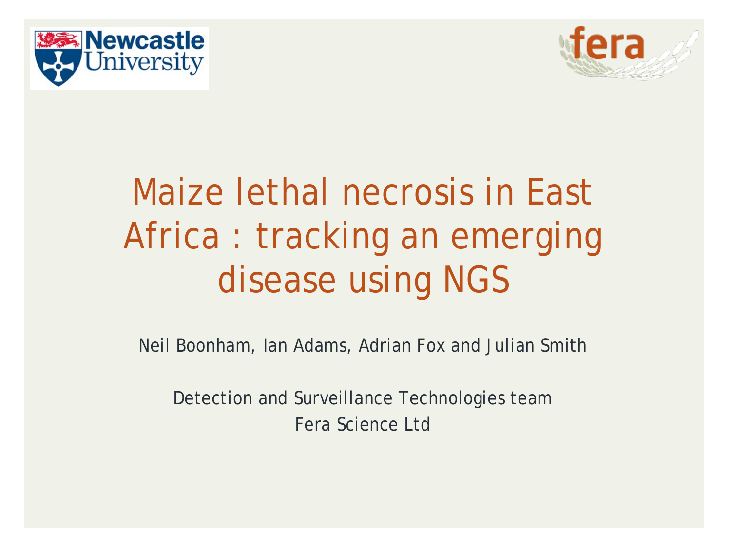# Maize lethal necrosis in East Africa : tracking an emerging disease using NGS

Neil Boonham, Ian Adams, Adrian Fox and Julian Smith

Detection and Surveillance Technologies team
Fera Science Ltd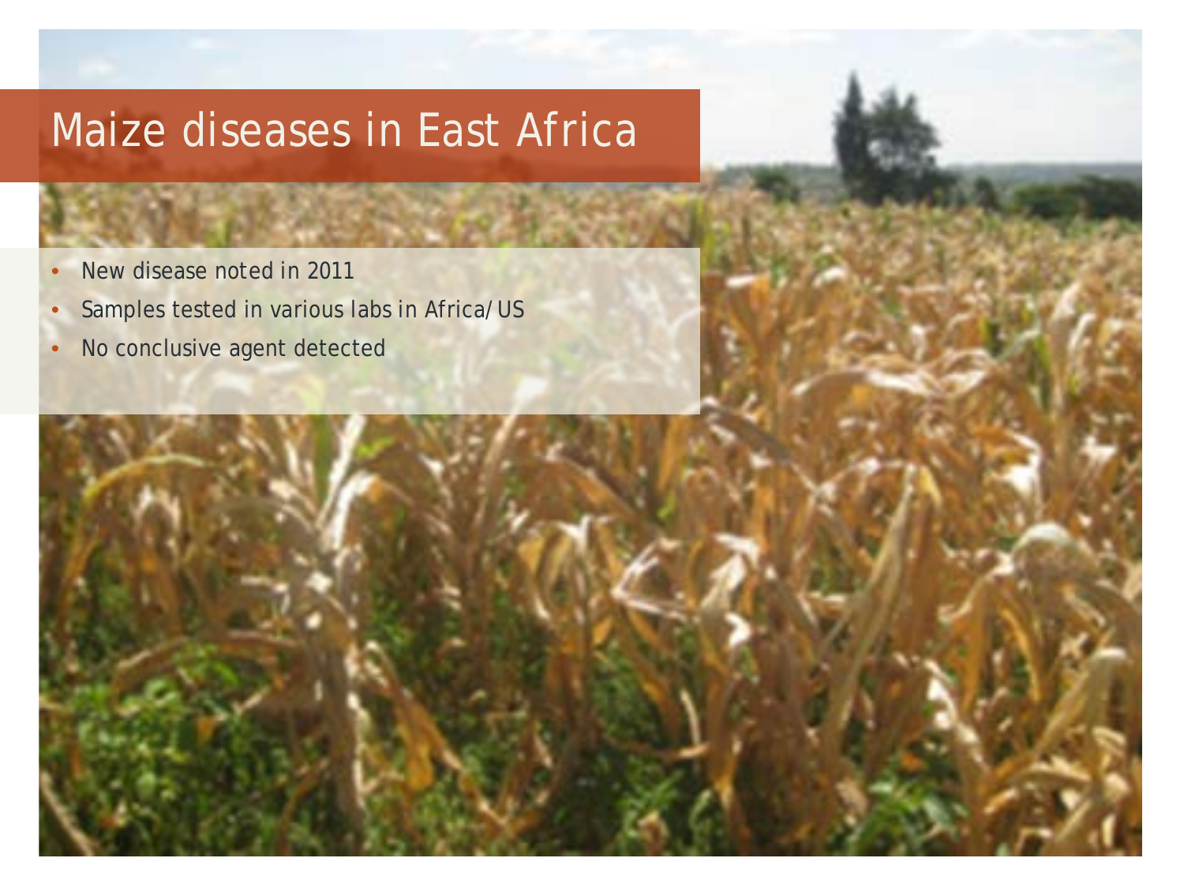# Maize diseases in East Africa

- New disease noted in 2011
- Samples tested in various labs in Africa/US
- No conclusive agent detected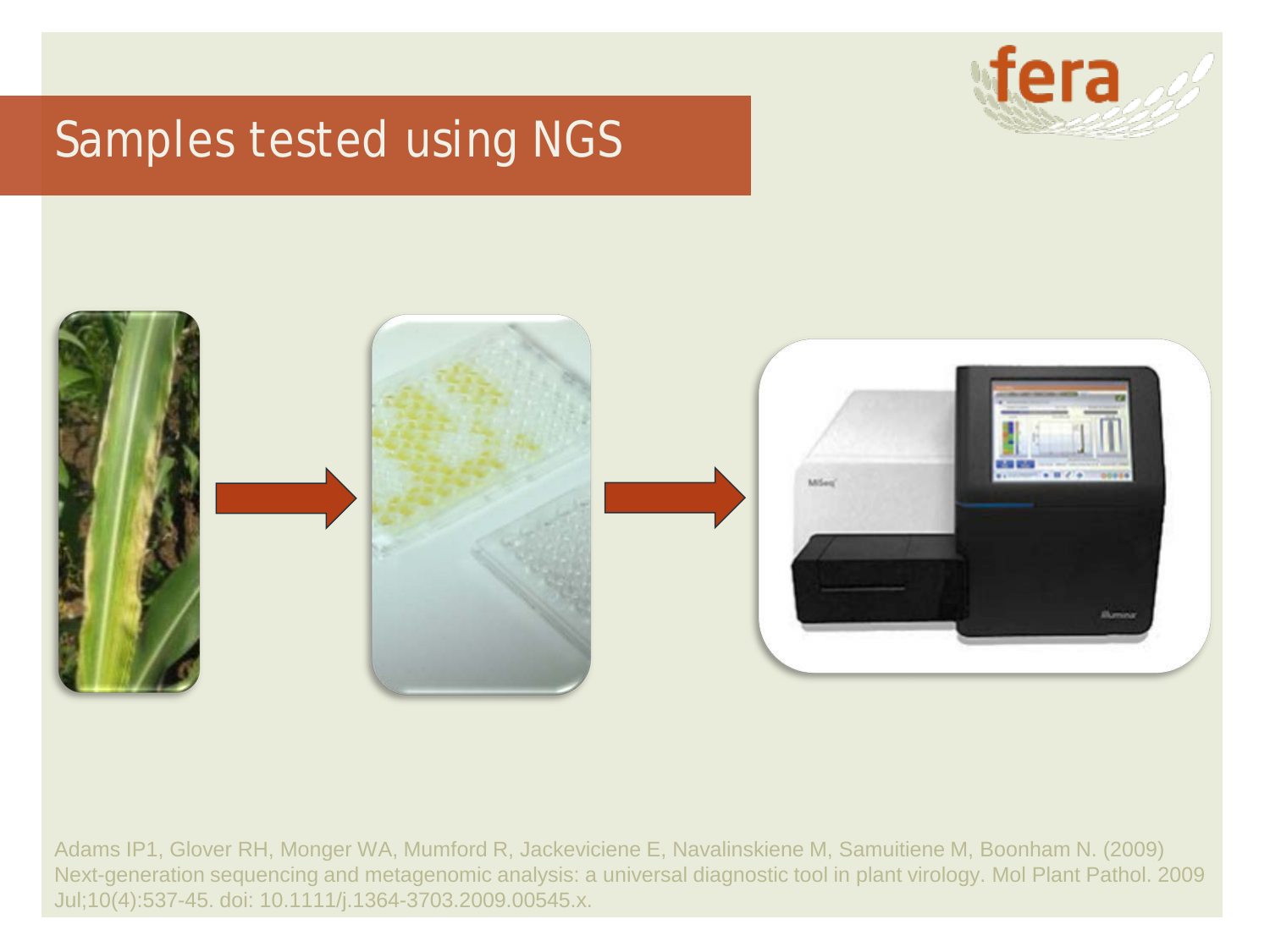# Samples tested using NGS

Adams IP1, Glover RH, Monger WA, Mumford R, Jackeviciene E, Navalinskiene M, Samuitiene M, Boonham N. (2009) Next-generation sequencing and metagenomic analysis: a universal diagnostic tool in plant virology. Mol Plant Pathol. 2009 Jul;10(4):537-45. doi: 10.1111/j.1364-3703.2009.00545.x.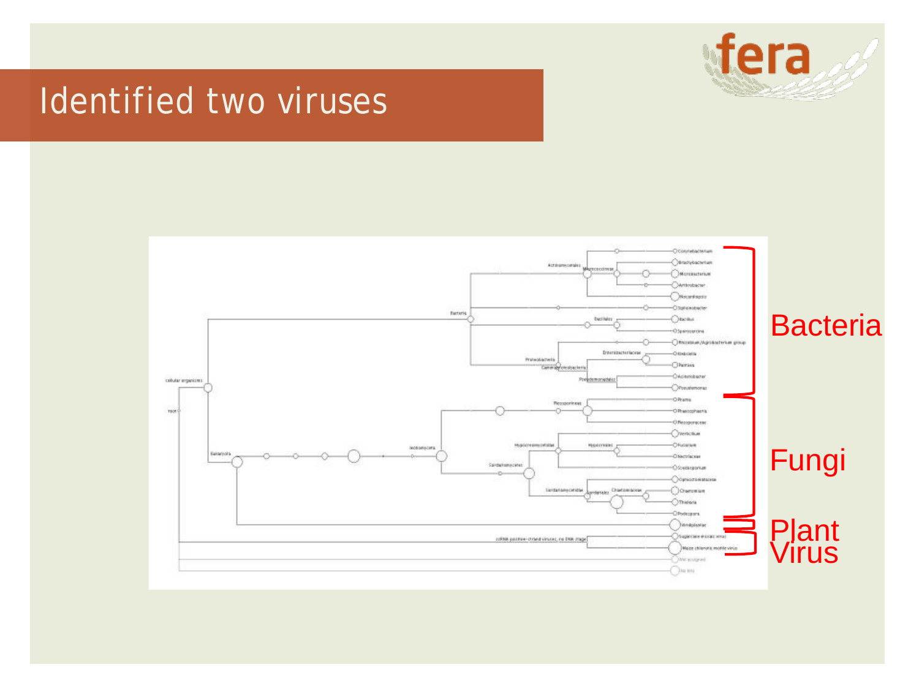# Identified two viruses

Bacteria

Fungi

Plant Virus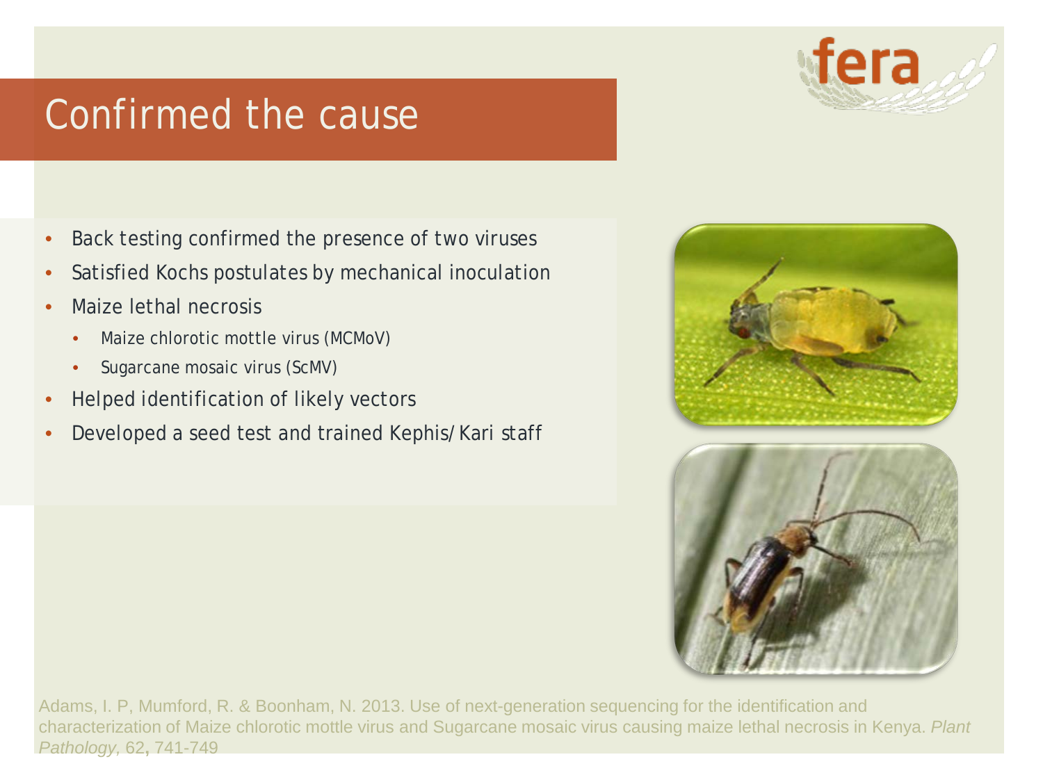# Confirmed the cause

- Back testing confirmed the presence of two viruses
- Satisfied Kochs postulates by mechanical inoculation
- Maize lethal necrosis
  - Maize chlorotic mottle virus (MCMoV)
  - Sugarcane mosaic virus (ScMV)
- Helped identification of likely vectors
- Developed a seed test and trained Kephis/Kari staff

Adams, I. P, Mumford, R. & Boonham, N. 2013. Use of next-generation sequencing for the identification and characterization of Maize chlorotic mottle virus and Sugarcane mosaic virus causing maize lethal necrosis in Kenya. *Plant Pathology*, 62, 741-749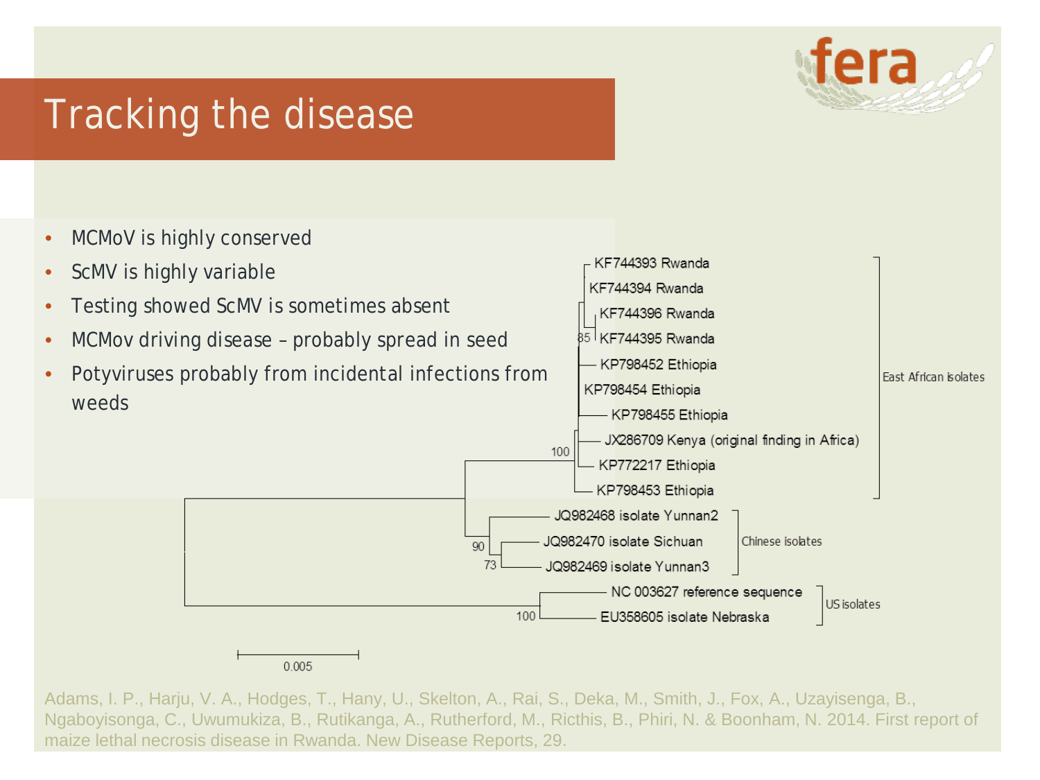# Tracking the disease

- MCMoV is highly conserved
- ScMV is highly variable
- Testing showed ScMV is sometimes absent
- MCMov driving disease – probably spread in seed
- Potyviruses probably from incidental infections from weeds

KF744393 Rwanda
KF744394 Rwanda
KF744396 Rwanda
KF744395 Rwanda
KP798452 Ethiopia
KP798454 Ethiopia
KP798455 Ethiopia
JX286709 Kenya (original finding in Africa)
KP772217 Ethiopia
KP798453 Ethiopia
East African isolates

JQ982468 isolate Yunnan2
JQ982470 isolate Sichuan
JQ982469 isolate Yunnan3
Chinese isolates

NC 003627 reference sequence
EU358605 isolate Nebraska
US isolates

85, 100, 90, 73, 100

0.005

Adams, I. P., Harju, V. A., Hodges, T., Hany, U., Skelton, A., Rai, S., Deka, M., Smith, J., Fox, A., Uzayisenga, B., Ngaboyisonga, C., Uwumukiza, B., Rutikanga, A., Rutherford, M., Ricthis, B., Phiri, N. & Boonham, N. 2014. First report of maize lethal necrosis disease in Rwanda. New Disease Reports, 29.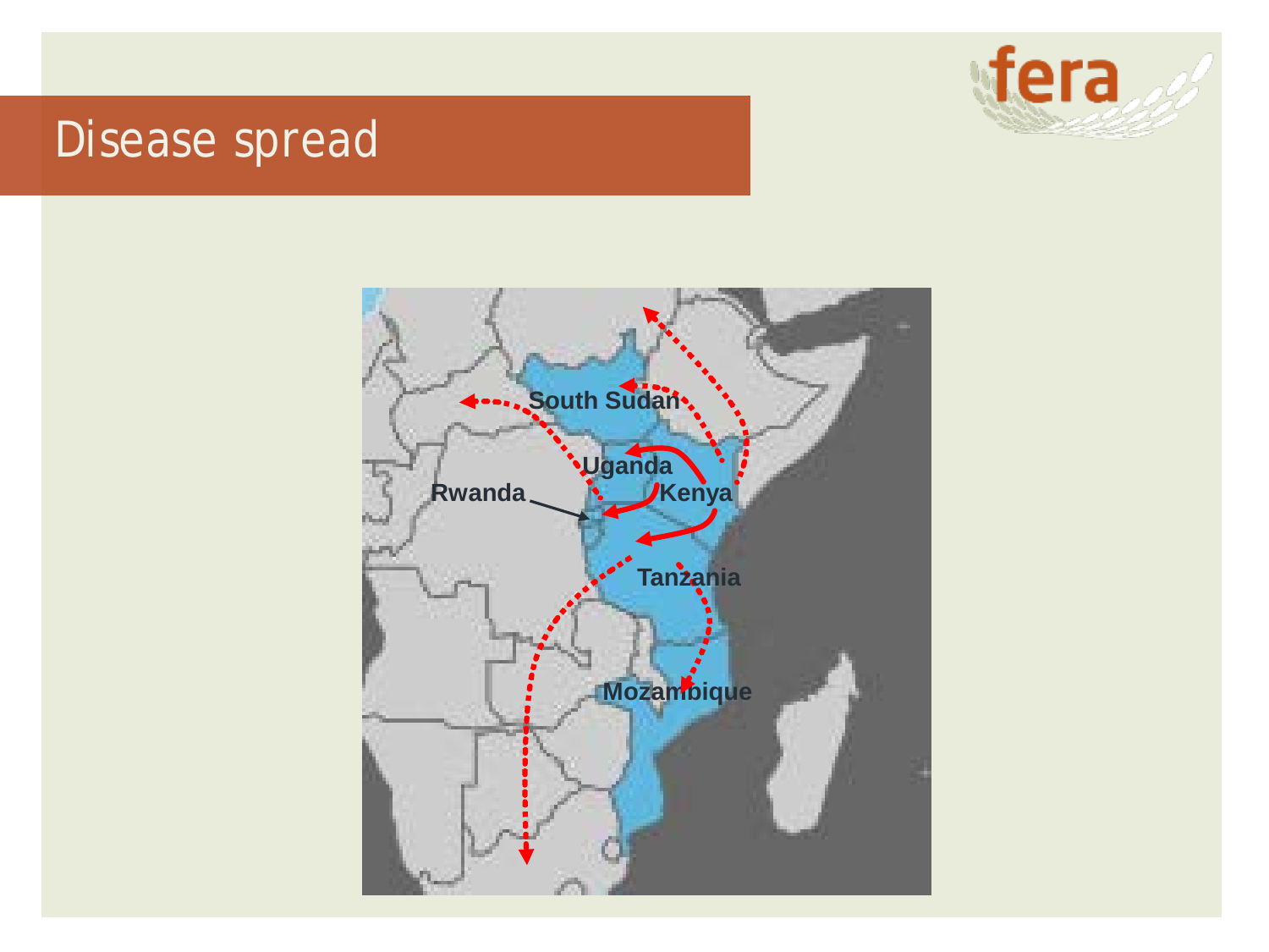# Disease spread

South Sudan

Uganda

Rwanda

Kenya

Tanzania

Mozambique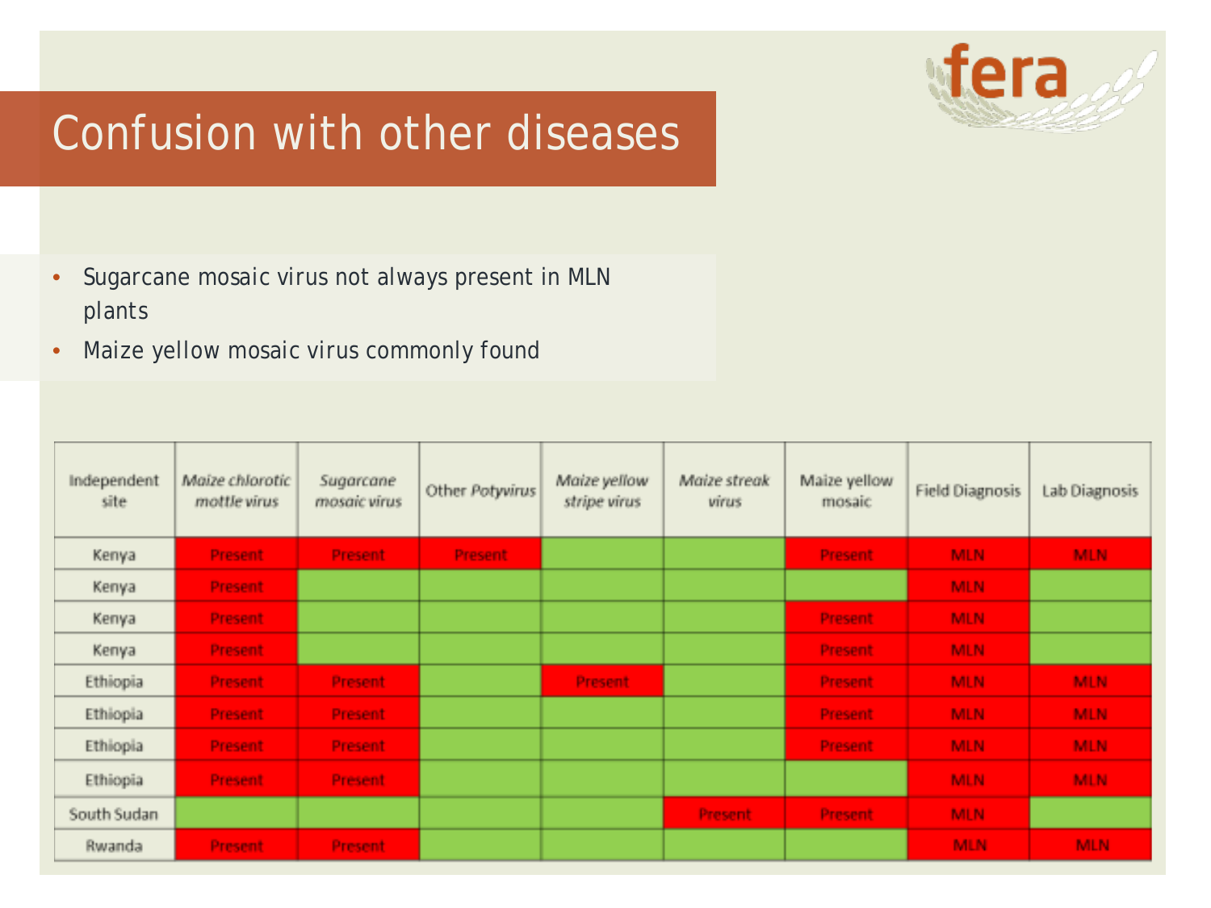# Confusion with other diseases

- Sugarcane mosaic virus not always present in MLN plants
- Maize yellow mosaic virus commonly found

| Independent site | *Maize chlorotic mottle virus* | *Sugarcane mosaic virus* | Other *Potyvirus* | *Maize yellow stripe virus* | *Maize streak virus* | Maize yellow mosaic | Field Diagnosis | Lab Diagnosis |
|---|---|---|---|---|---|---|---|---|
| Kenya | Present | Present | Present | | | Present | MLN | MLN |
| Kenya | Present | | | | | | MLN | |
| Kenya | Present | | | | | Present | MLN | |
| Kenya | Present | | | | | Present | MLN | |
| Ethiopia | Present | Present | | Present | | Present | MLN | MLN |
| Ethiopia | Present | Present | | | | Present | MLN | MLN |
| Ethiopia | Present | Present | | | | Present | MLN | MLN |
| Ethiopia | Present | Present | | | | | MLN | MLN |
| South Sudan | | | | | Present | Present | MLN | |
| Rwanda | Present | Present | | | | | MLN | MLN |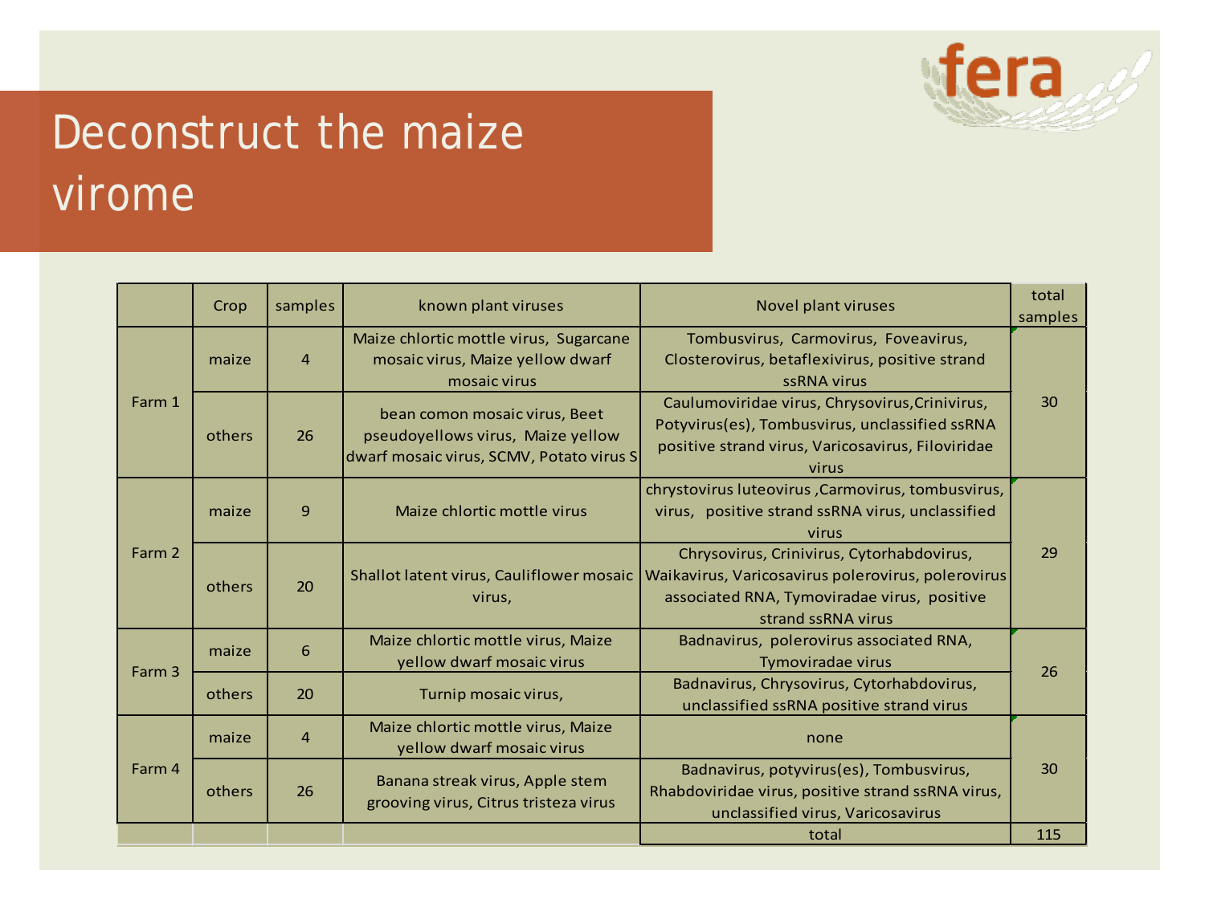# Deconstruct the maize virome

| | Crop | samples | known plant viruses | Novel plant viruses | total samples |
|---|---|---|---|---|---|
| Farm 1 | maize | 4 | Maize chlortic mottle virus, Sugarcane mosaic virus, Maize yellow dwarf mosaic virus | Tombusvirus, Carmovirus, Foveavirus, Closterovirus, betaflexivirus, positive strand ssRNA virus | 30 |
| | others | 26 | bean comon mosaic virus, Beet pseudoyellows virus, Maize yellow dwarf mosaic virus, SCMV, Potato virus S | Caulumoviridae virus, Chrysovirus,Crinivirus, Potyvirus(es), Tombusvirus, unclassified ssRNA positive strand virus, Varicosavirus, Filoviridae virus | |
| Farm 2 | maize | 9 | Maize chlortic mottle virus | chrystovirus luteovirus ,Carmovirus, tombusvirus, virus, positive strand ssRNA virus, unclassified virus | 29 |
| | others | 20 | Shallot latent virus, Cauliflower mosaic virus, | Chrysovirus, Crinivirus, Cytorhabdovirus, Waikavirus, Varicosavirus polerovirus, polerovirus associated RNA, Tymoviradae virus, positive strand ssRNA virus | |
| Farm 3 | maize | 6 | Maize chlortic mottle virus, Maize yellow dwarf mosaic virus | Badnavirus, polerovirus associated RNA, Tymoviradae virus | 26 |
| | others | 20 | Turnip mosaic virus, | Badnavirus, Chrysovirus, Cytorhabdovirus, unclassified ssRNA positive strand virus | |
| Farm 4 | maize | 4 | Maize chlortic mottle virus, Maize yellow dwarf mosaic virus | none | 30 |
| | others | 26 | Banana streak virus, Apple stem grooving virus, Citrus tristeza virus | Badnavirus, potyvirus(es), Tombusvirus, Rhabdoviridae virus, positive strand ssRNA virus, unclassified virus, Varicosavirus | |
| | | | | total | 115 |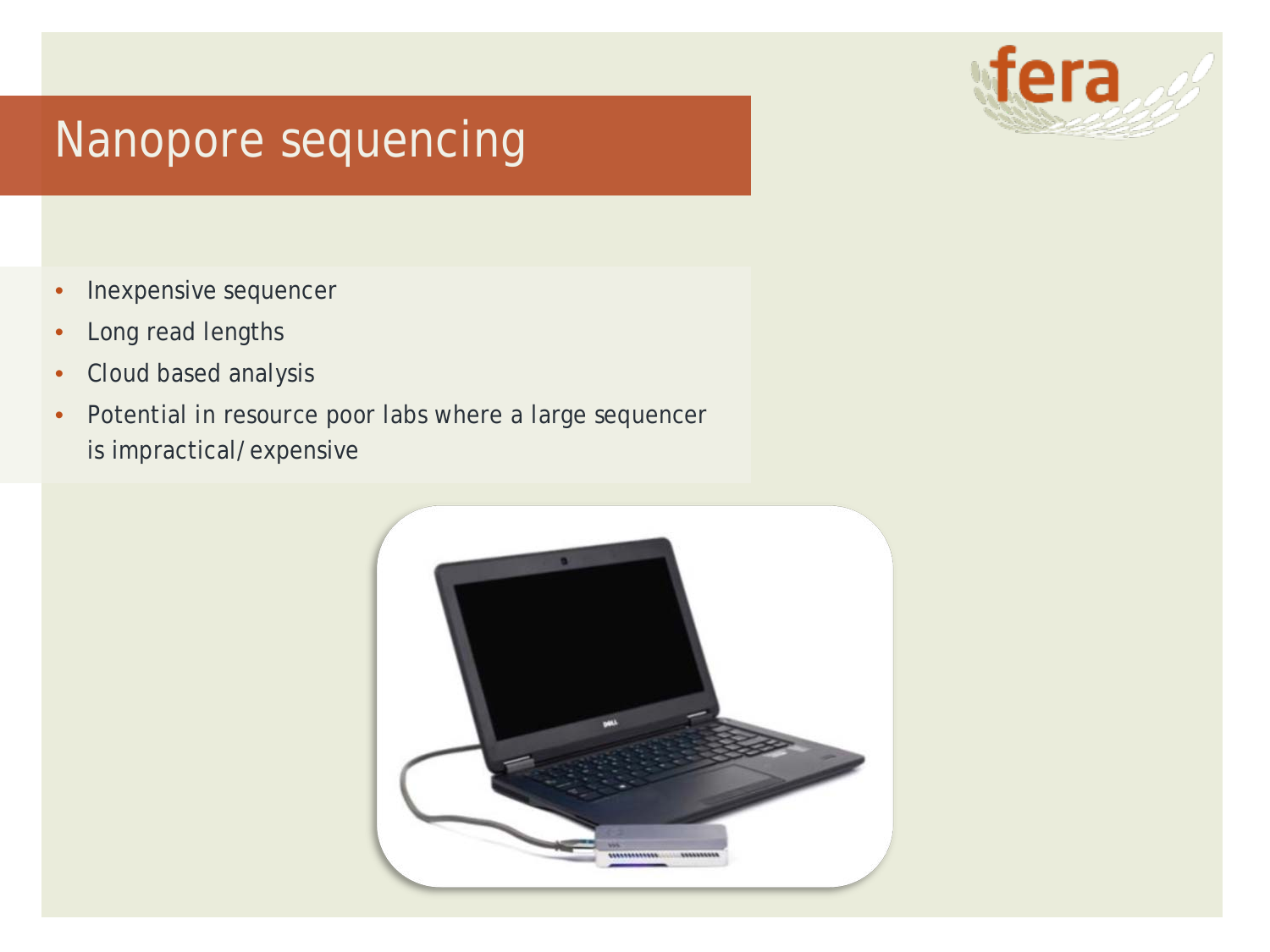# Nanopore sequencing

- Inexpensive sequencer
- Long read lengths
- Cloud based analysis
- Potential in resource poor labs where a large sequencer is impractical/expensive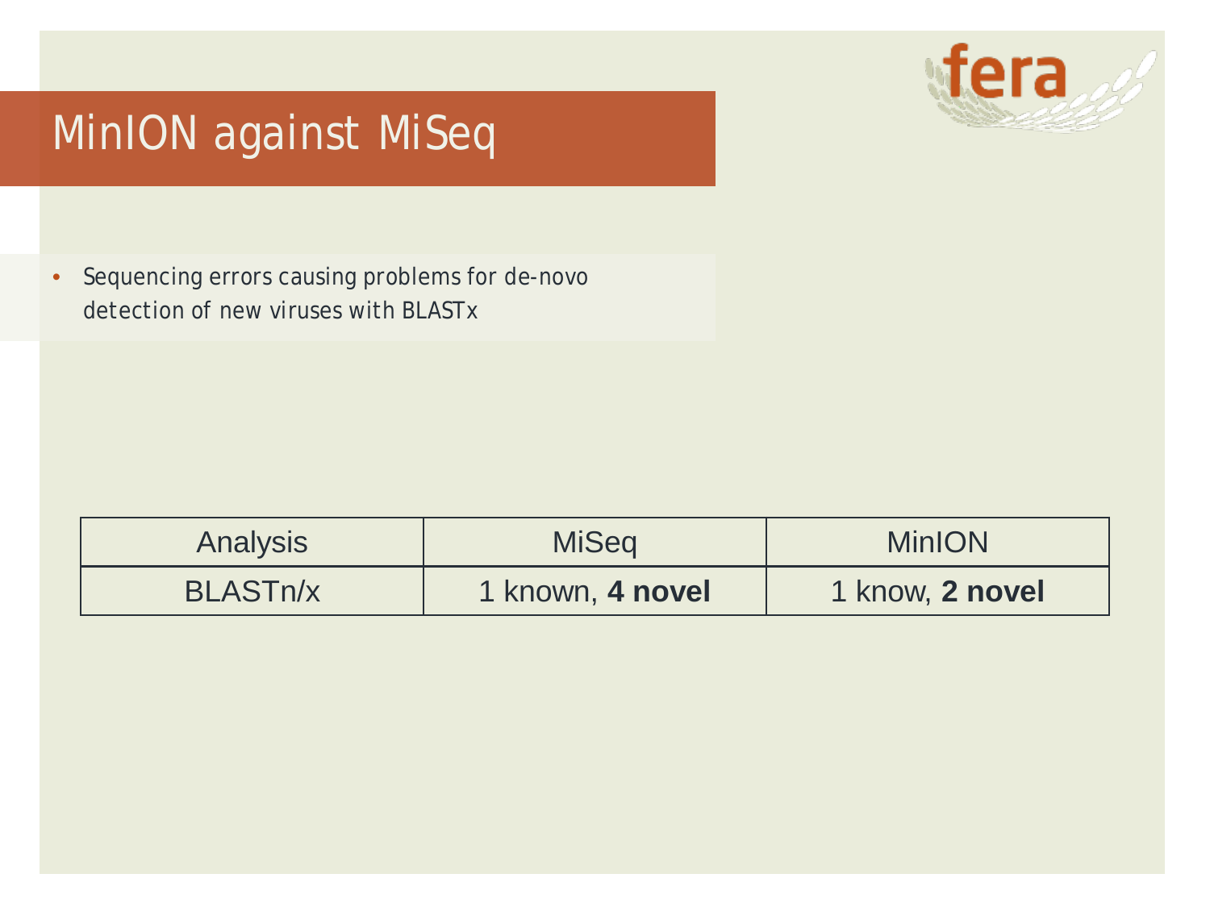# MinION against MiSeq

- Sequencing errors causing problems for de-novo detection of new viruses with BLASTx

| Analysis | MiSeq | MinION |
| --- | --- | --- |
| BLASTn/x | 1 known, **4 novel** | 1 know, **2 novel** |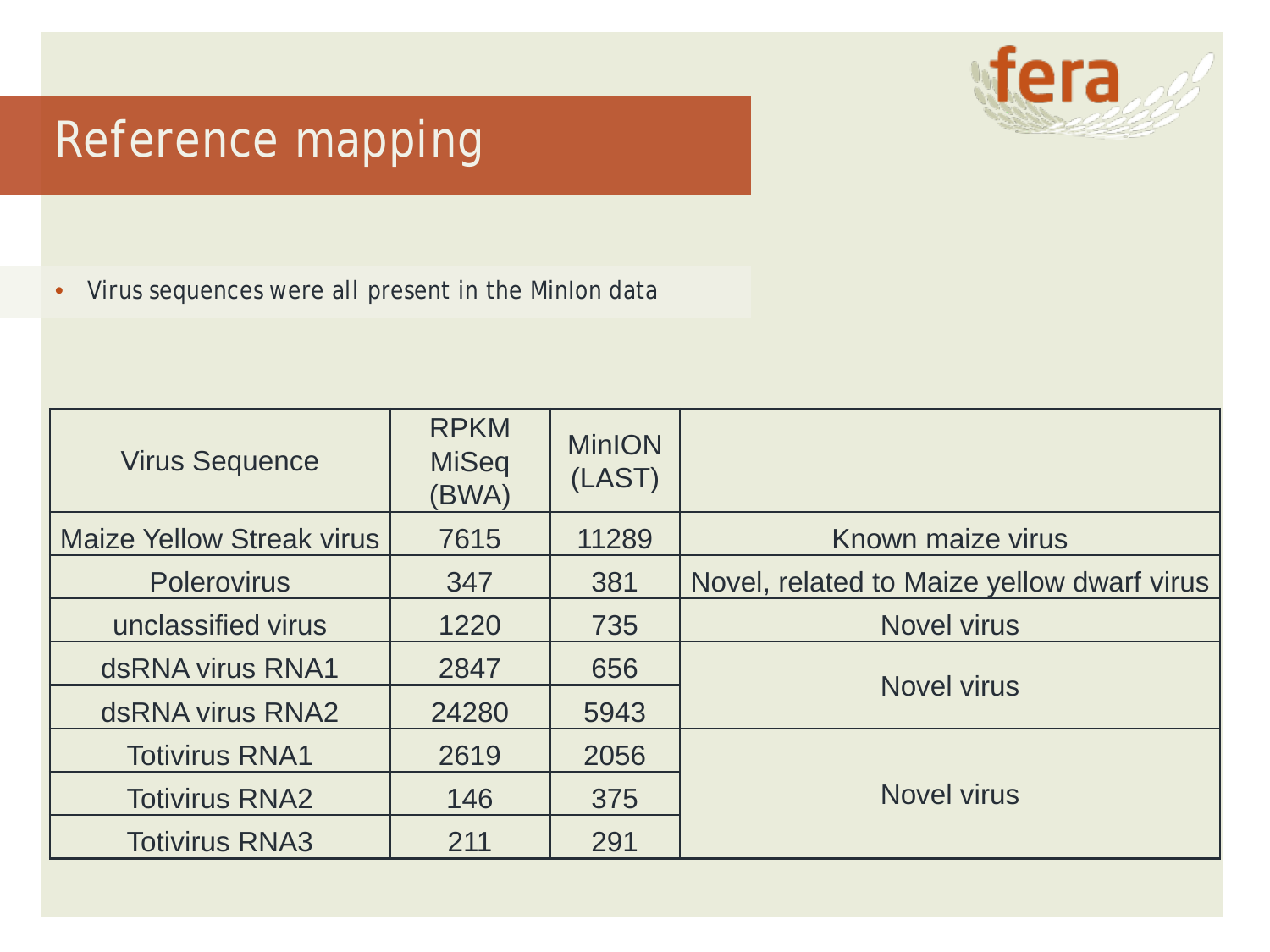# Reference mapping

- Virus sequences were all present in the MinIon data

| Virus Sequence | RPKM MiSeq (BWA) | MinION (LAST) | |
|---|---|---|---|
| Maize Yellow Streak virus | 7615 | 11289 | Known maize virus |
| Polerovirus | 347 | 381 | Novel, related to Maize yellow dwarf virus |
| unclassified virus | 1220 | 735 | Novel virus |
| dsRNA virus RNA1 | 2847 | 656 | Novel virus |
| dsRNA virus RNA2 | 24280 | 5943 | |
| Totivirus RNA1 | 2619 | 2056 | Novel virus |
| Totivirus RNA2 | 146 | 375 | |
| Totivirus RNA3 | 211 | 291 | |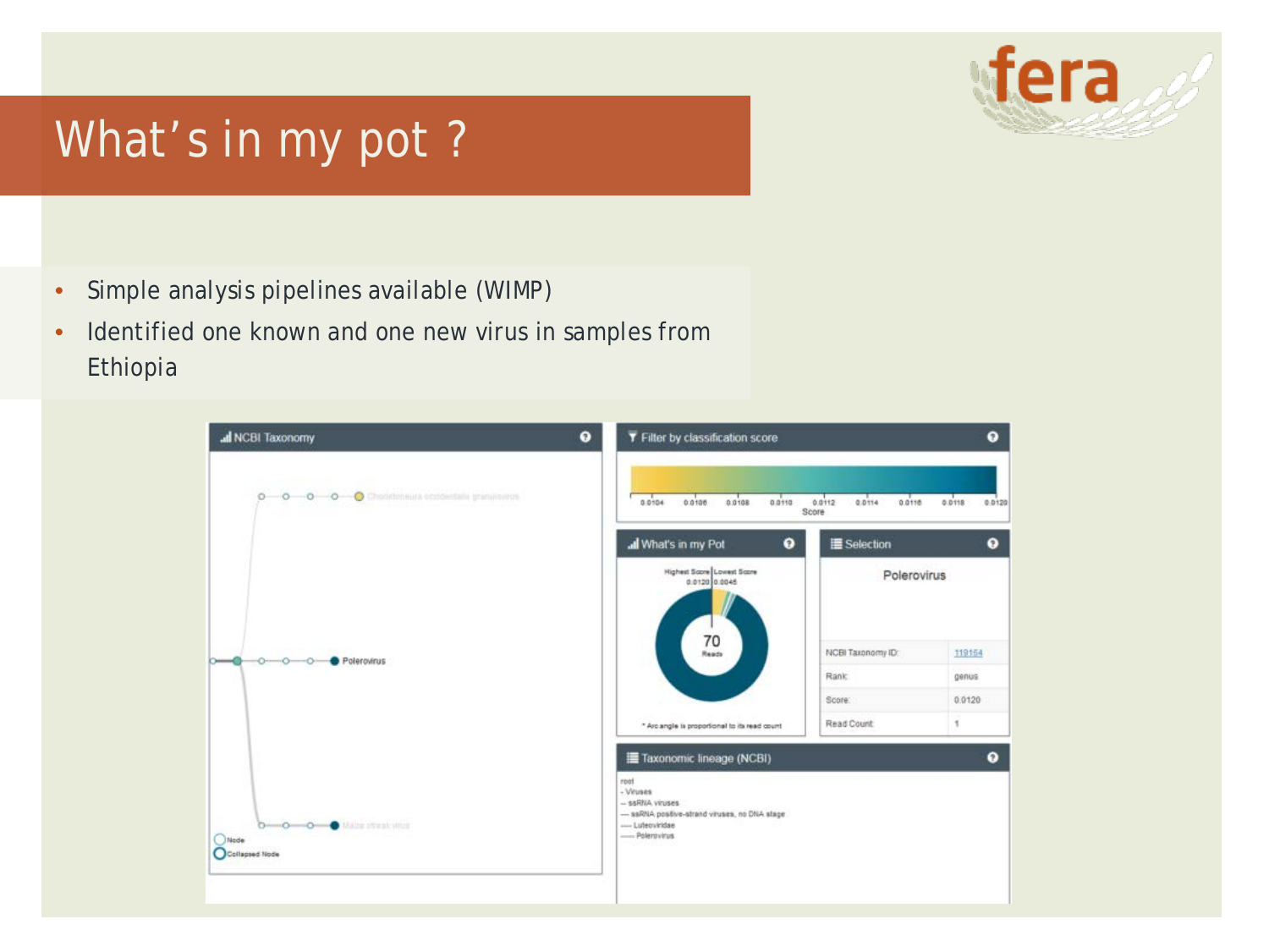# What's in my pot ?

- Simple analysis pipelines available (WIMP)
- Identified one known and one new virus in samples from Ethiopia

NCBI Taxonomy

Choristoneura occidentalis granulovirus

Polerovirus

Maize streak virus

Node

Collapsed Node

Filter by classification score

0.0104 0.0106 0.0108 0.0110 0.0112 0.0114 0.0116 0.0118 0.0120

Score

What's in my Pot

Highest Score 0.0120 | Lowest Score 0.0045

70 Reads

* Arc angle is proportional to its read count

Selection

Polerovirus

| | |
|---|---|
| NCBI Taxonomy ID: | 119164 |
| Rank: | genus |
| Score: | 0.0120 |
| Read Count: | 1 |

Taxonomic lineage (NCBI)

root
- Viruses
-- ssRNA viruses
--- ssRNA positive-strand viruses, no DNA stage
---- Luteoviridae
----- Polerovirus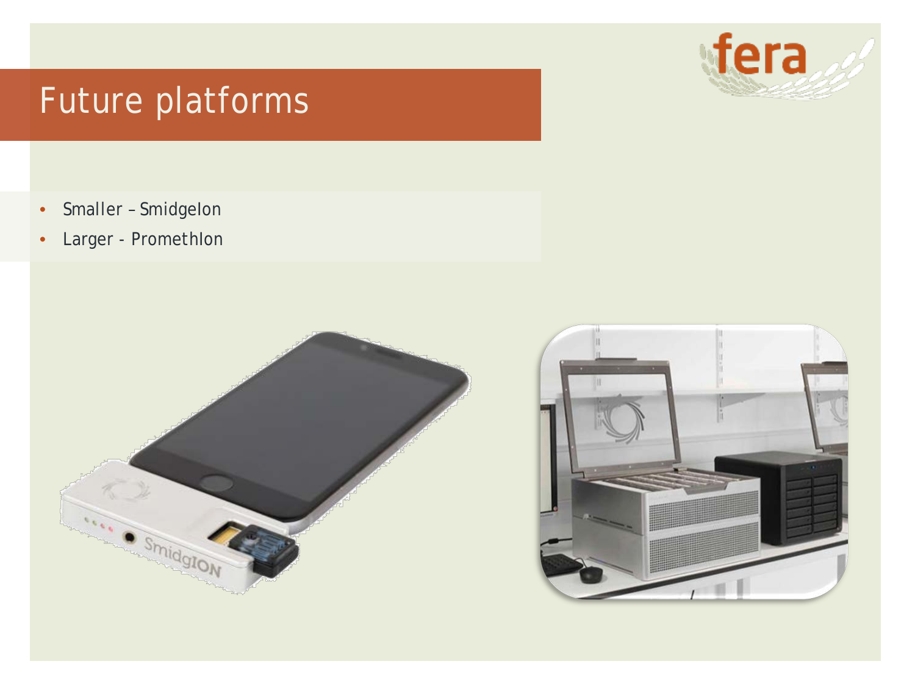# Future platforms

- Smaller – SmidgeIon
- Larger - PromethIon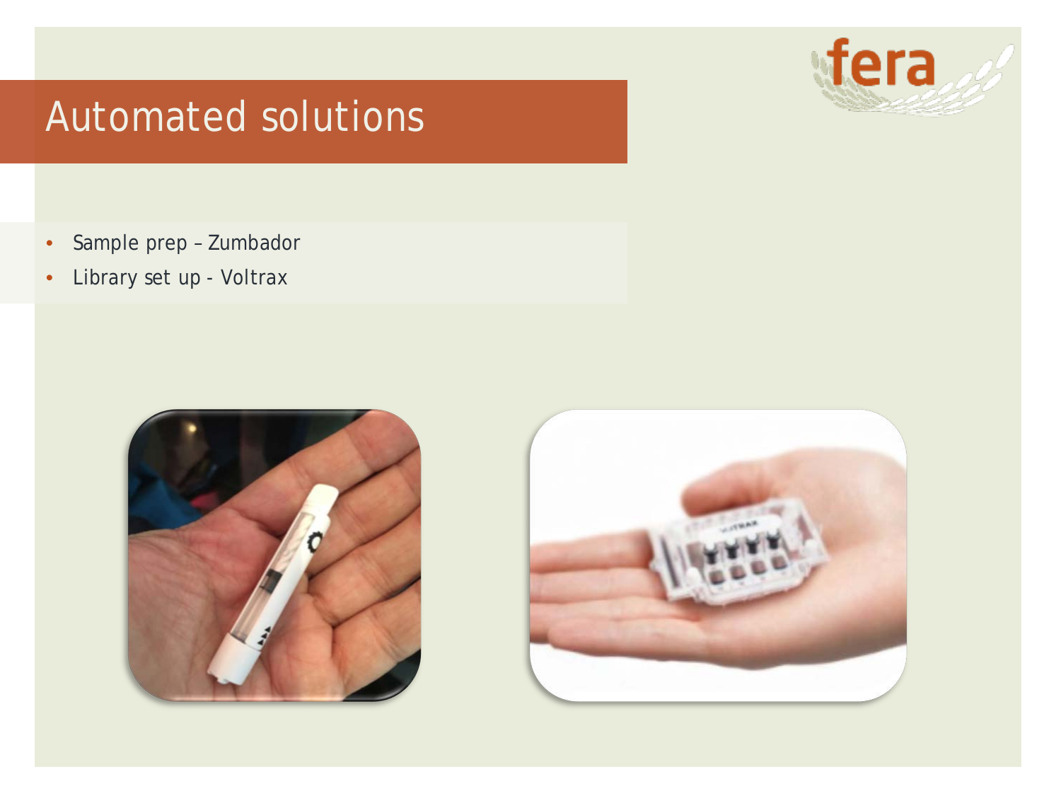# Automated solutions

- Sample prep – Zumbador
- Library set up - Voltrax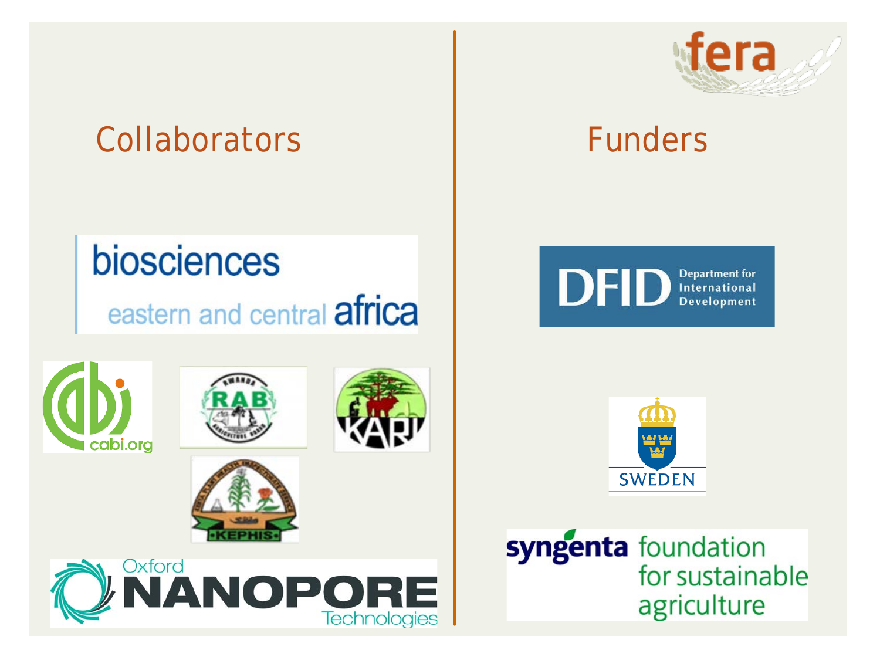fera

## Collaborators

biosciences eastern and central africa

cabi.org

RAB

KARI

KEPHIS

Oxford NANOPORE Technologies

## Funders

DFID Department for International Development

SWEDEN

syngenta foundation for sustainable agriculture